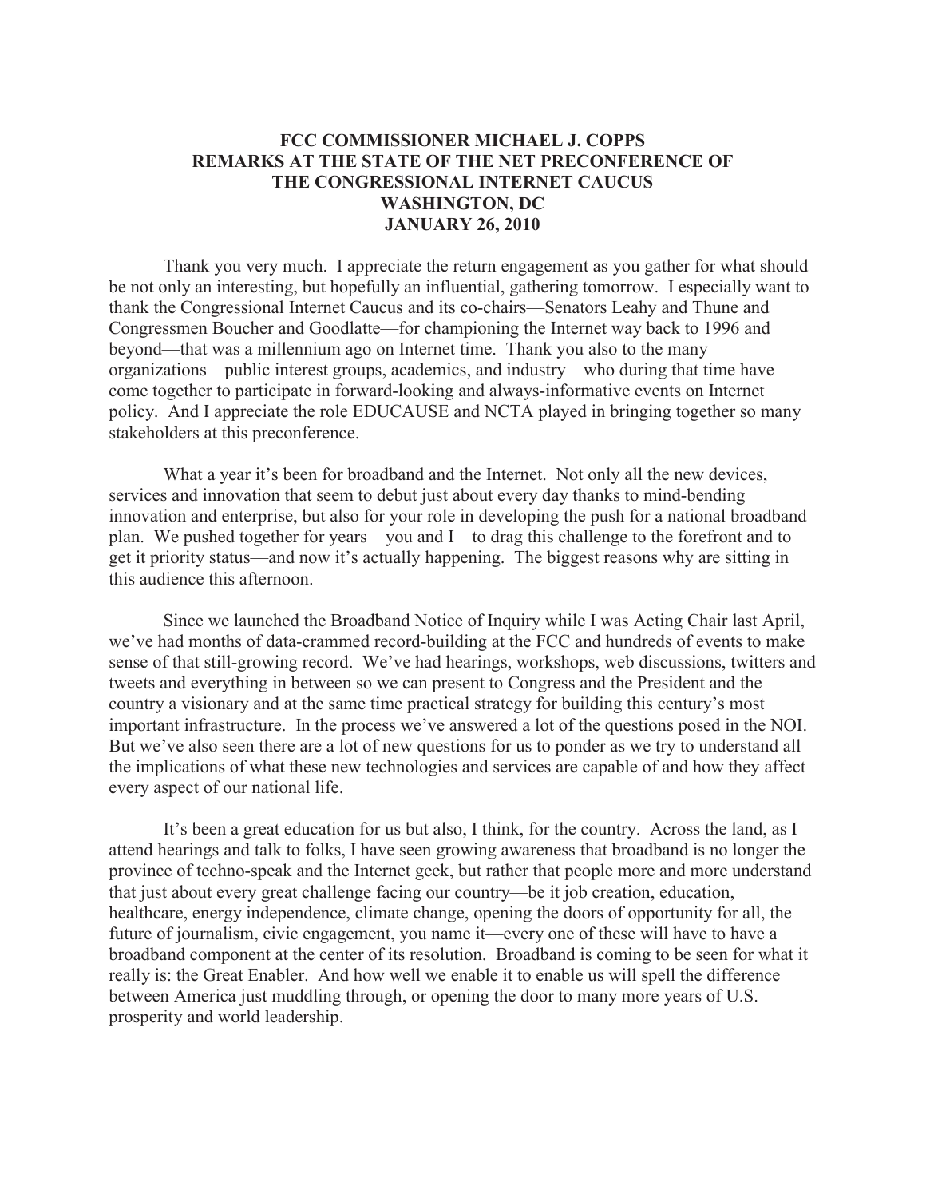# FCC COMMISSIONER MICHAEL J. COPPS
# REMARKS AT THE STATE OF THE NET PRECONFERENCE OF THE CONGRESSIONAL INTERNET CAUCUS
# WASHINGTON, DC
# JANUARY 26, 2010

Thank you very much. I appreciate the return engagement as you gather for what should be not only an interesting, but hopefully an influential, gathering tomorrow. I especially want to thank the Congressional Internet Caucus and its co-chairs—Senators Leahy and Thune and Congressmen Boucher and Goodlatte—for championing the Internet way back to 1996 and beyond—that was a millennium ago on Internet time. Thank you also to the many organizations—public interest groups, academics, and industry—who during that time have come together to participate in forward-looking and always-informative events on Internet policy. And I appreciate the role EDUCAUSE and NCTA played in bringing together so many stakeholders at this preconference.

What a year it's been for broadband and the Internet. Not only all the new devices, services and innovation that seem to debut just about every day thanks to mind-bending innovation and enterprise, but also for your role in developing the push for a national broadband plan. We pushed together for years—you and I—to drag this challenge to the forefront and to get it priority status—and now it's actually happening. The biggest reasons why are sitting in this audience this afternoon.

Since we launched the Broadband Notice of Inquiry while I was Acting Chair last April, we've had months of data-crammed record-building at the FCC and hundreds of events to make sense of that still-growing record. We've had hearings, workshops, web discussions, twitters and tweets and everything in between so we can present to Congress and the President and the country a visionary and at the same time practical strategy for building this century's most important infrastructure. In the process we've answered a lot of the questions posed in the NOI. But we've also seen there are a lot of new questions for us to ponder as we try to understand all the implications of what these new technologies and services are capable of and how they affect every aspect of our national life.

It's been a great education for us but also, I think, for the country. Across the land, as I attend hearings and talk to folks, I have seen growing awareness that broadband is no longer the province of techno-speak and the Internet geek, but rather that people more and more understand that just about every great challenge facing our country—be it job creation, education, healthcare, energy independence, climate change, opening the doors of opportunity for all, the future of journalism, civic engagement, you name it—every one of these will have to have a broadband component at the center of its resolution. Broadband is coming to be seen for what it really is: the Great Enabler. And how well we enable it to enable us will spell the difference between America just muddling through, or opening the door to many more years of U.S. prosperity and world leadership.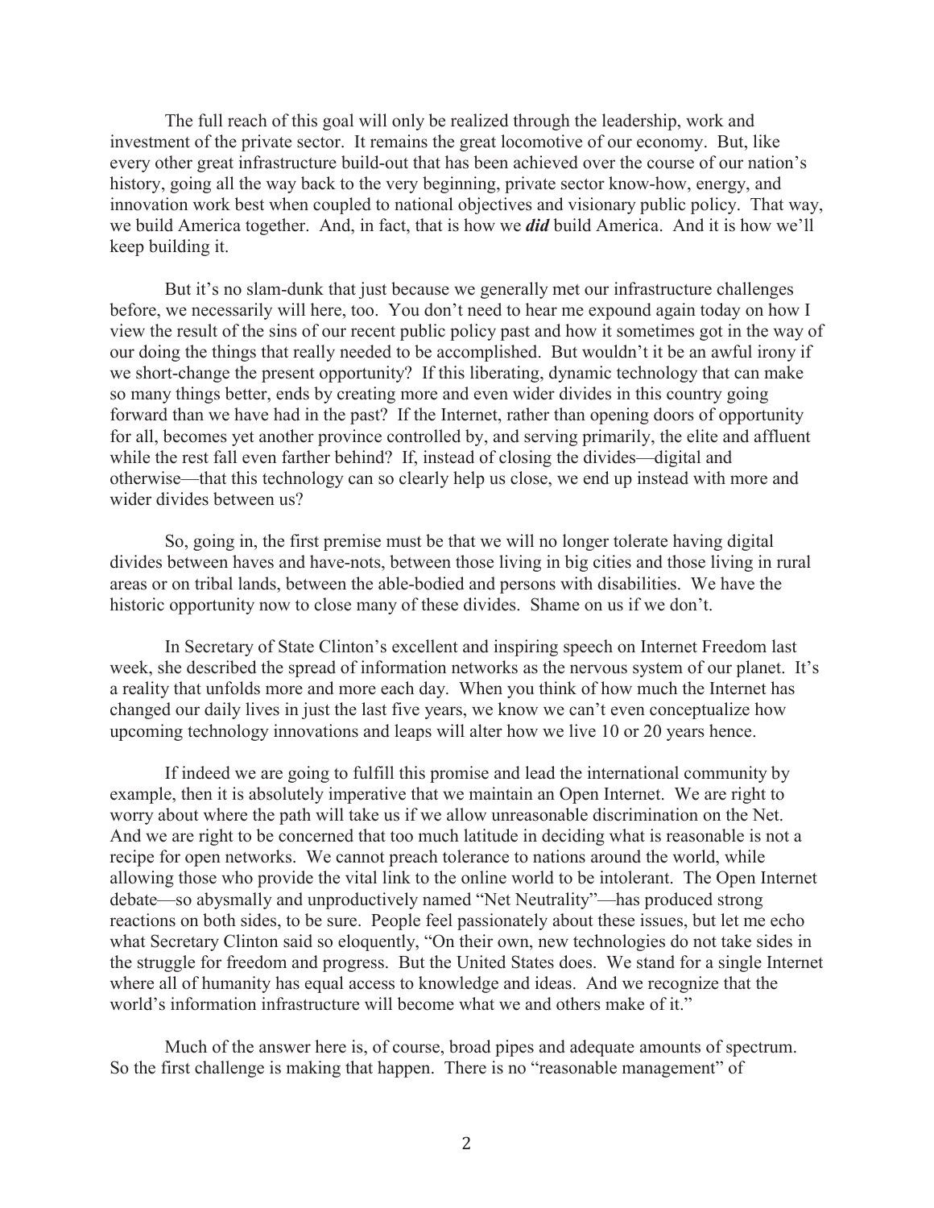The full reach of this goal will only be realized through the leadership, work and investment of the private sector. It remains the great locomotive of our economy. But, like every other great infrastructure build-out that has been achieved over the course of our nation's history, going all the way back to the very beginning, private sector know-how, energy, and innovation work best when coupled to national objectives and visionary public policy. That way, we build America together. And, in fact, that is how we ***did*** build America. And it is how we'll keep building it.

But it's no slam-dunk that just because we generally met our infrastructure challenges before, we necessarily will here, too. You don't need to hear me expound again today on how I view the result of the sins of our recent public policy past and how it sometimes got in the way of our doing the things that really needed to be accomplished. But wouldn't it be an awful irony if we short-change the present opportunity? If this liberating, dynamic technology that can make so many things better, ends by creating more and even wider divides in this country going forward than we have had in the past? If the Internet, rather than opening doors of opportunity for all, becomes yet another province controlled by, and serving primarily, the elite and affluent while the rest fall even farther behind? If, instead of closing the divides—digital and otherwise—that this technology can so clearly help us close, we end up instead with more and wider divides between us?

So, going in, the first premise must be that we will no longer tolerate having digital divides between haves and have-nots, between those living in big cities and those living in rural areas or on tribal lands, between the able-bodied and persons with disabilities. We have the historic opportunity now to close many of these divides. Shame on us if we don't.

In Secretary of State Clinton's excellent and inspiring speech on Internet Freedom last week, she described the spread of information networks as the nervous system of our planet. It's a reality that unfolds more and more each day. When you think of how much the Internet has changed our daily lives in just the last five years, we know we can't even conceptualize how upcoming technology innovations and leaps will alter how we live 10 or 20 years hence.

If indeed we are going to fulfill this promise and lead the international community by example, then it is absolutely imperative that we maintain an Open Internet. We are right to worry about where the path will take us if we allow unreasonable discrimination on the Net. And we are right to be concerned that too much latitude in deciding what is reasonable is not a recipe for open networks. We cannot preach tolerance to nations around the world, while allowing those who provide the vital link to the online world to be intolerant. The Open Internet debate—so abysmally and unproductively named "Net Neutrality"—has produced strong reactions on both sides, to be sure. People feel passionately about these issues, but let me echo what Secretary Clinton said so eloquently, "On their own, new technologies do not take sides in the struggle for freedom and progress. But the United States does. We stand for a single Internet where all of humanity has equal access to knowledge and ideas. And we recognize that the world's information infrastructure will become what we and others make of it."

Much of the answer here is, of course, broad pipes and adequate amounts of spectrum. So the first challenge is making that happen. There is no "reasonable management" of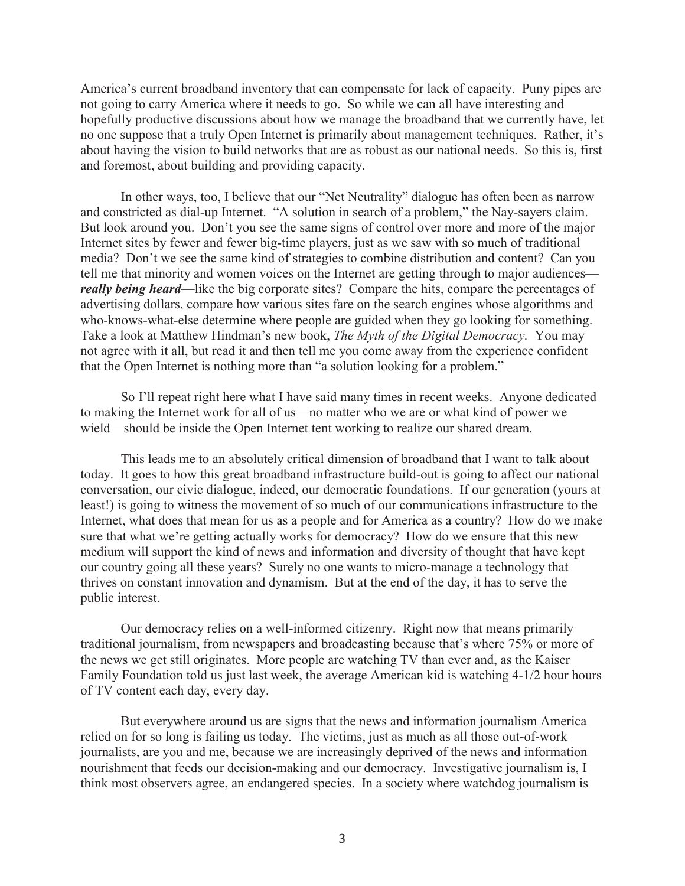America's current broadband inventory that can compensate for lack of capacity. Puny pipes are not going to carry America where it needs to go. So while we can all have interesting and hopefully productive discussions about how we manage the broadband that we currently have, let no one suppose that a truly Open Internet is primarily about management techniques. Rather, it's about having the vision to build networks that are as robust as our national needs. So this is, first and foremost, about building and providing capacity.

In other ways, too, I believe that our "Net Neutrality" dialogue has often been as narrow and constricted as dial-up Internet. "A solution in search of a problem," the Nay-sayers claim. But look around you. Don't you see the same signs of control over more and more of the major Internet sites by fewer and fewer big-time players, just as we saw with so much of traditional media? Don't we see the same kind of strategies to combine distribution and content? Can you tell me that minority and women voices on the Internet are getting through to major audiences—***really being heard***—like the big corporate sites? Compare the hits, compare the percentages of advertising dollars, compare how various sites fare on the search engines whose algorithms and who-knows-what-else determine where people are guided when they go looking for something. Take a look at Matthew Hindman's new book, *The Myth of the Digital Democracy.* You may not agree with it all, but read it and then tell me you come away from the experience confident that the Open Internet is nothing more than "a solution looking for a problem."

So I'll repeat right here what I have said many times in recent weeks. Anyone dedicated to making the Internet work for all of us—no matter who we are or what kind of power we wield—should be inside the Open Internet tent working to realize our shared dream.

This leads me to an absolutely critical dimension of broadband that I want to talk about today. It goes to how this great broadband infrastructure build-out is going to affect our national conversation, our civic dialogue, indeed, our democratic foundations. If our generation (yours at least!) is going to witness the movement of so much of our communications infrastructure to the Internet, what does that mean for us as a people and for America as a country? How do we make sure that what we're getting actually works for democracy? How do we ensure that this new medium will support the kind of news and information and diversity of thought that have kept our country going all these years? Surely no one wants to micro-manage a technology that thrives on constant innovation and dynamism. But at the end of the day, it has to serve the public interest.

Our democracy relies on a well-informed citizenry. Right now that means primarily traditional journalism, from newspapers and broadcasting because that's where 75% or more of the news we get still originates. More people are watching TV than ever and, as the Kaiser Family Foundation told us just last week, the average American kid is watching 4-1/2 hour hours of TV content each day, every day.

But everywhere around us are signs that the news and information journalism America relied on for so long is failing us today. The victims, just as much as all those out-of-work journalists, are you and me, because we are increasingly deprived of the news and information nourishment that feeds our decision-making and our democracy. Investigative journalism is, I think most observers agree, an endangered species. In a society where watchdog journalism is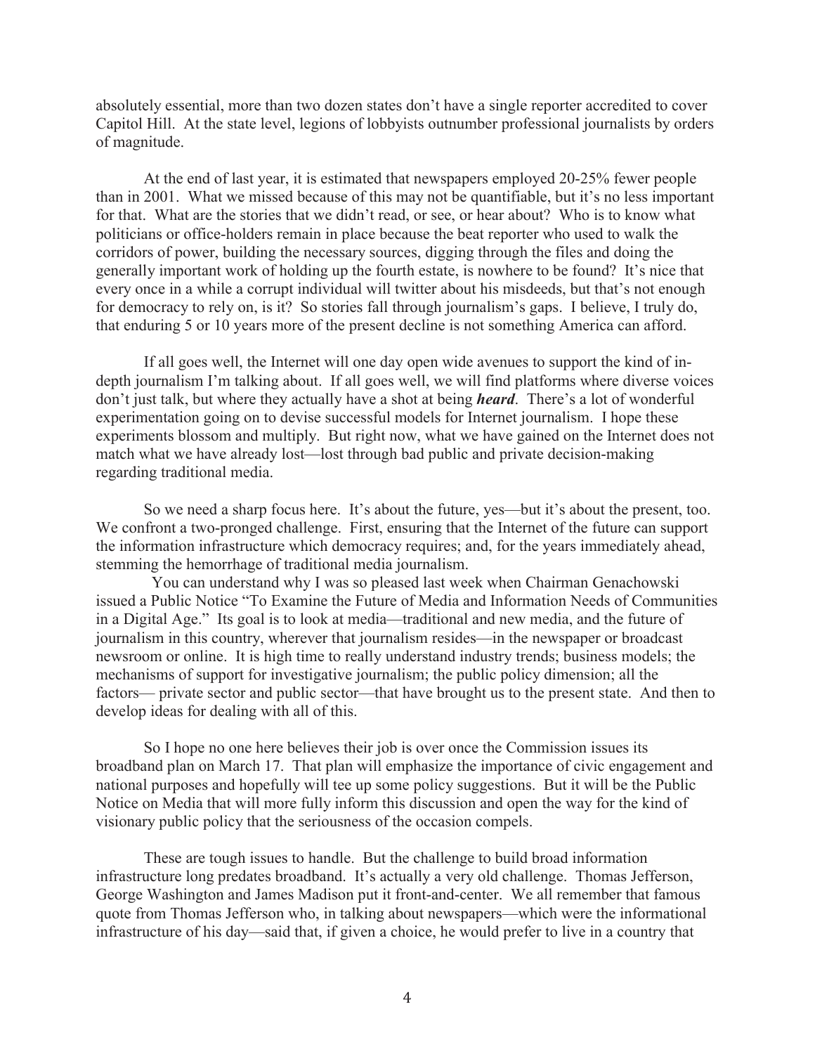absolutely essential, more than two dozen states don't have a single reporter accredited to cover Capitol Hill. At the state level, legions of lobbyists outnumber professional journalists by orders of magnitude.

At the end of last year, it is estimated that newspapers employed 20-25% fewer people than in 2001. What we missed because of this may not be quantifiable, but it's no less important for that. What are the stories that we didn't read, or see, or hear about? Who is to know what politicians or office-holders remain in place because the beat reporter who used to walk the corridors of power, building the necessary sources, digging through the files and doing the generally important work of holding up the fourth estate, is nowhere to be found? It's nice that every once in a while a corrupt individual will twitter about his misdeeds, but that's not enough for democracy to rely on, is it? So stories fall through journalism's gaps. I believe, I truly do, that enduring 5 or 10 years more of the present decline is not something America can afford.

If all goes well, the Internet will one day open wide avenues to support the kind of in-depth journalism I'm talking about. If all goes well, we will find platforms where diverse voices don't just talk, but where they actually have a shot at being ***heard***. There's a lot of wonderful experimentation going on to devise successful models for Internet journalism. I hope these experiments blossom and multiply. But right now, what we have gained on the Internet does not match what we have already lost—lost through bad public and private decision-making regarding traditional media.

So we need a sharp focus here. It's about the future, yes—but it's about the present, too. We confront a two-pronged challenge. First, ensuring that the Internet of the future can support the information infrastructure which democracy requires; and, for the years immediately ahead, stemming the hemorrhage of traditional media journalism.

You can understand why I was so pleased last week when Chairman Genachowski issued a Public Notice "To Examine the Future of Media and Information Needs of Communities in a Digital Age." Its goal is to look at media—traditional and new media, and the future of journalism in this country, wherever that journalism resides—in the newspaper or broadcast newsroom or online. It is high time to really understand industry trends; business models; the mechanisms of support for investigative journalism; the public policy dimension; all the factors— private sector and public sector—that have brought us to the present state. And then to develop ideas for dealing with all of this.

So I hope no one here believes their job is over once the Commission issues its broadband plan on March 17. That plan will emphasize the importance of civic engagement and national purposes and hopefully will tee up some policy suggestions. But it will be the Public Notice on Media that will more fully inform this discussion and open the way for the kind of visionary public policy that the seriousness of the occasion compels.

These are tough issues to handle. But the challenge to build broad information infrastructure long predates broadband. It's actually a very old challenge. Thomas Jefferson, George Washington and James Madison put it front-and-center. We all remember that famous quote from Thomas Jefferson who, in talking about newspapers—which were the informational infrastructure of his day—said that, if given a choice, he would prefer to live in a country that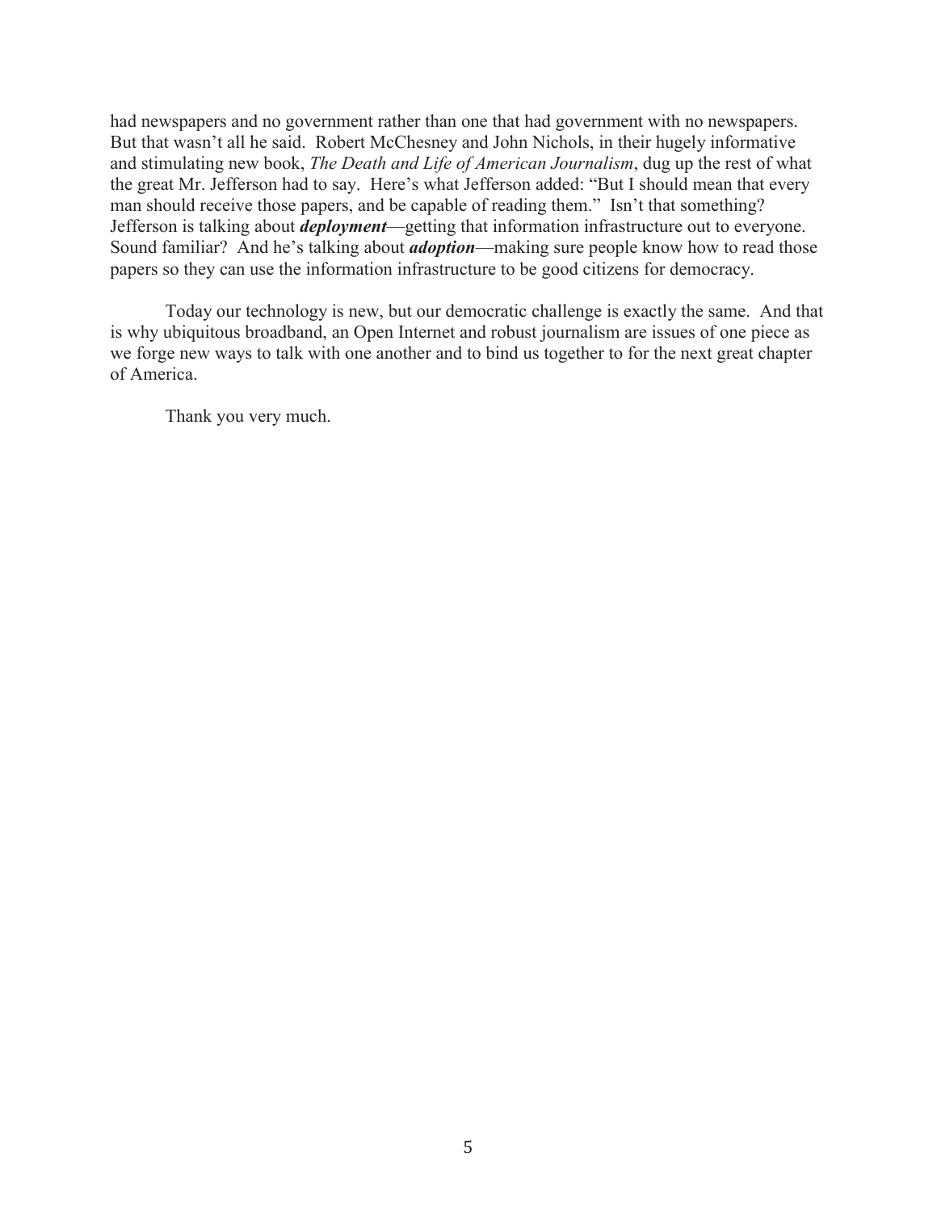had newspapers and no government rather than one that had government with no newspapers. But that wasn't all he said. Robert McChesney and John Nichols, in their hugely informative and stimulating new book, *The Death and Life of American Journalism*, dug up the rest of what the great Mr. Jefferson had to say. Here's what Jefferson added: "But I should mean that every man should receive those papers, and be capable of reading them." Isn't that something? Jefferson is talking about ***deployment***—getting that information infrastructure out to everyone. Sound familiar? And he's talking about ***adoption***—making sure people know how to read those papers so they can use the information infrastructure to be good citizens for democracy.

Today our technology is new, but our democratic challenge is exactly the same. And that is why ubiquitous broadband, an Open Internet and robust journalism are issues of one piece as we forge new ways to talk with one another and to bind us together to for the next great chapter of America.

Thank you very much.